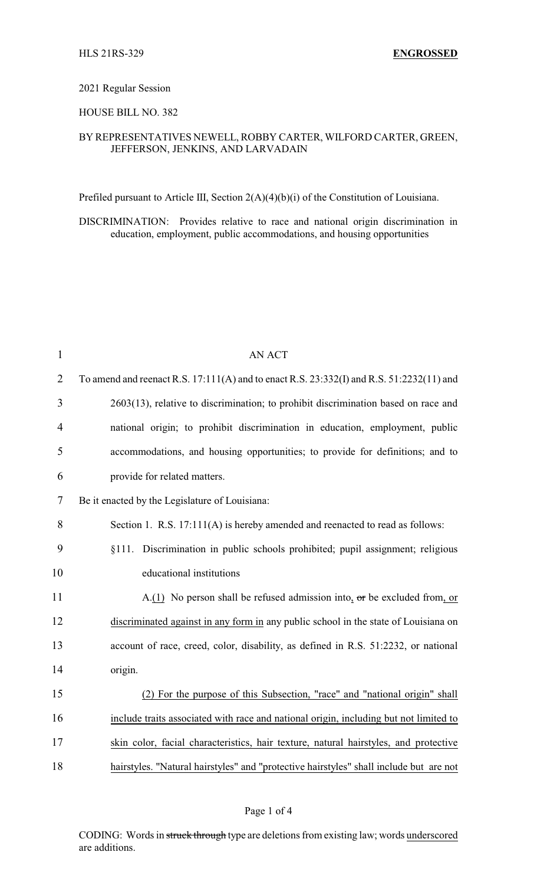HLS 21RS-329 **ENGROSSED**

2021 Regular Session

HOUSE BILL NO. 382

BY REPRESENTATIVES NEWELL, ROBBY CARTER, WILFORD CARTER, GREEN, JEFFERSON, JENKINS, AND LARVADAIN

Prefiled pursuant to Article III, Section 2(A)(4)(b)(i) of the Constitution of Louisiana.

DISCRIMINATION: Provides relative to race and national origin discrimination in education, employment, public accommodations, and housing opportunities

AN ACT

To amend and reenact R.S. 17:111(A) and to enact R.S. 23:332(I) and R.S. 51:2232(11) and 2603(13), relative to discrimination; to prohibit discrimination based on race and national origin; to prohibit discrimination in education, employment, public accommodations, and housing opportunities; to provide for definitions; and to provide for related matters.

Be it enacted by the Legislature of Louisiana:

Section 1. R.S. 17:111(A) is hereby amended and reenacted to read as follows:

§111. Discrimination in public schools prohibited; pupil assignment; religious educational institutions

A.(1) No person shall be refused admission into, ~~or~~ be excluded from, or discriminated against in any form in any public school in the state of Louisiana on account of race, creed, color, disability, as defined in R.S. 51:2232, or national origin.

(2) For the purpose of this Subsection, "race" and "national origin" shall include traits associated with race and national origin, including but not limited to skin color, facial characteristics, hair texture, natural hairstyles, and protective hairstyles. "Natural hairstyles" and "protective hairstyles" shall include but are not

CODING: Words in ~~struck through~~ type are deletions from existing law; words underscored are additions.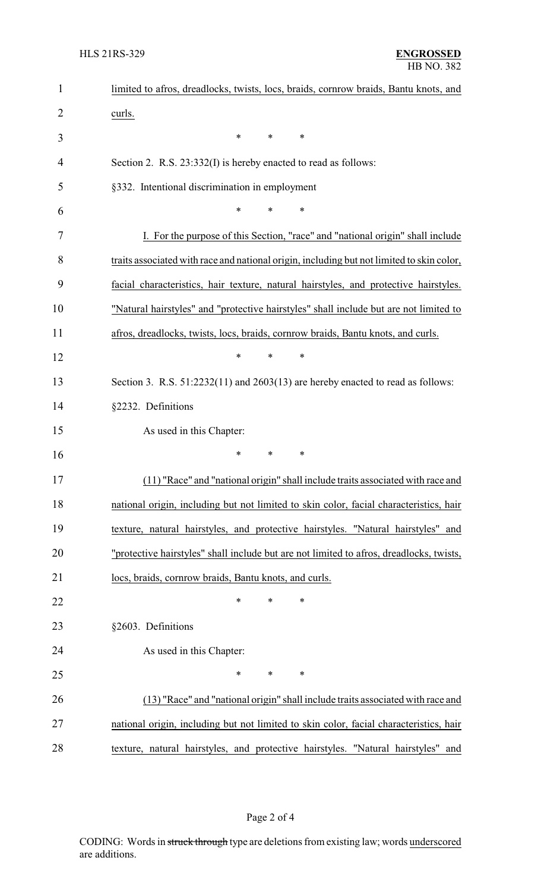limited to afros, dreadlocks, twists, locs, braids, cornrow braids, Bantu knots, and curls.

\* \* \*

Section 2. R.S. 23:332(I) is hereby enacted to read as follows:

§332. Intentional discrimination in employment

\* \* \*

I. For the purpose of this Section, "race" and "national origin" shall include traits associated with race and national origin, including but not limited to skin color, facial characteristics, hair texture, natural hairstyles, and protective hairstyles. "Natural hairstyles" and "protective hairstyles" shall include but are not limited to afros, dreadlocks, twists, locs, braids, cornrow braids, Bantu knots, and curls.

\* \* \*

Section 3. R.S. 51:2232(11) and 2603(13) are hereby enacted to read as follows:

§2232. Definitions

As used in this Chapter:

\* \* \*

(11) "Race" and "national origin" shall include traits associated with race and national origin, including but not limited to skin color, facial characteristics, hair texture, natural hairstyles, and protective hairstyles. "Natural hairstyles" and "protective hairstyles" shall include but are not limited to afros, dreadlocks, twists, locs, braids, cornrow braids, Bantu knots, and curls.

\* \* \*

§2603. Definitions

As used in this Chapter:

\* \* \*

(13) "Race" and "national origin" shall include traits associated with race and national origin, including but not limited to skin color, facial characteristics, hair texture, natural hairstyles, and protective hairstyles. "Natural hairstyles" and

CODING: Words in ~~struck through~~ type are deletions from existing law; words underscored are additions.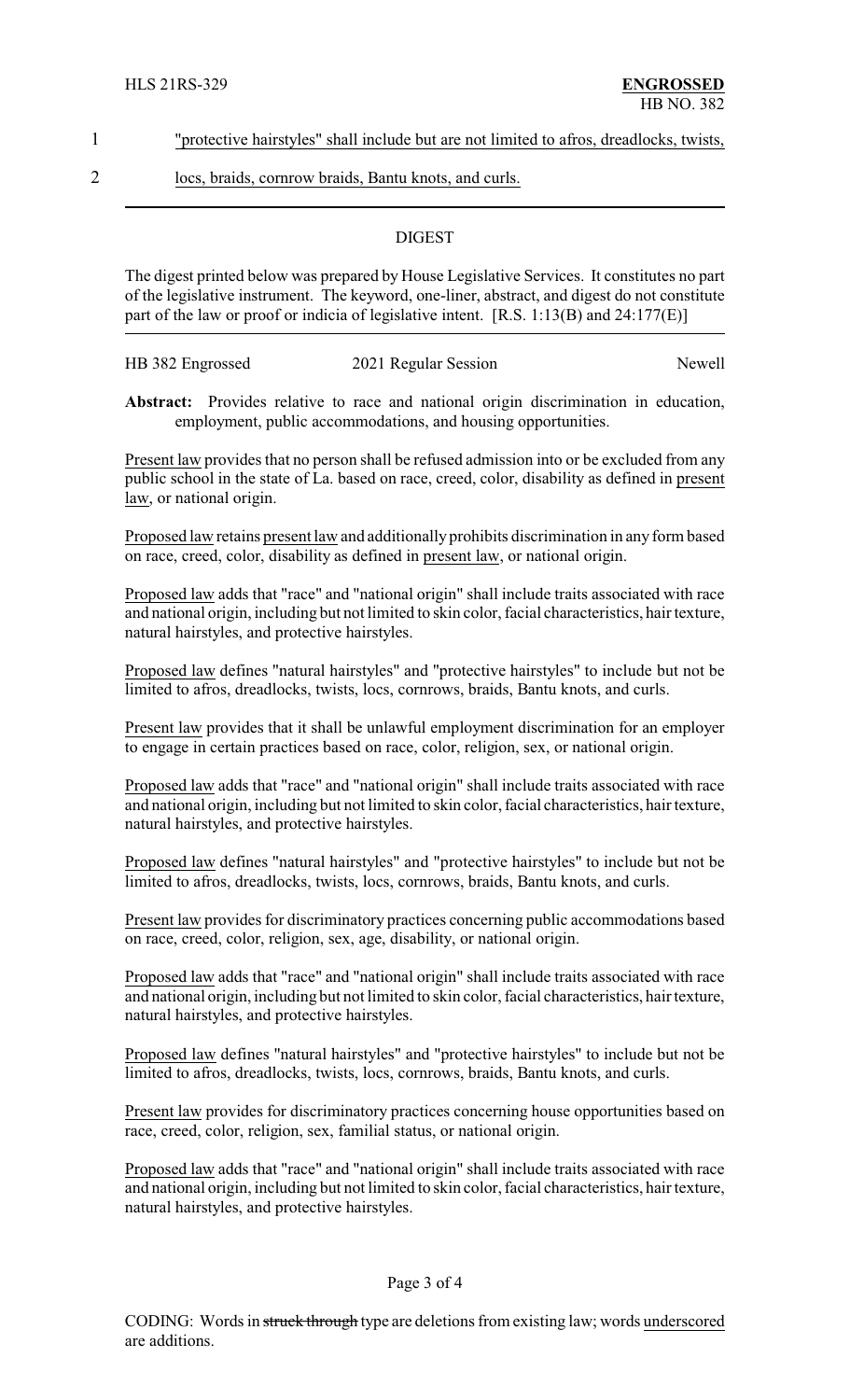1 "protective hairstyles" shall include but are not limited to afros, dreadlocks, twists,

2 locs, braids, cornrow braids, Bantu knots, and curls.

## DIGEST

The digest printed below was prepared by House Legislative Services. It constitutes no part of the legislative instrument. The keyword, one-liner, abstract, and digest do not constitute part of the law or proof or indicia of legislative intent. [R.S. 1:13(B) and 24:177(E)]

HB 382 Engrossed　　　2021 Regular Session　　　Newell

**Abstract:** Provides relative to race and national origin discrimination in education, employment, public accommodations, and housing opportunities.

Present law provides that no person shall be refused admission into or be excluded from any public school in the state of La. based on race, creed, color, disability as defined in present law, or national origin.

Proposed law retains present law and additionally prohibits discrimination in any form based on race, creed, color, disability as defined in present law, or national origin.

Proposed law adds that "race" and "national origin" shall include traits associated with race and national origin, including but not limited to skin color, facial characteristics, hair texture, natural hairstyles, and protective hairstyles.

Proposed law defines "natural hairstyles" and "protective hairstyles" to include but not be limited to afros, dreadlocks, twists, locs, cornrows, braids, Bantu knots, and curls.

Present law provides that it shall be unlawful employment discrimination for an employer to engage in certain practices based on race, color, religion, sex, or national origin.

Proposed law adds that "race" and "national origin" shall include traits associated with race and national origin, including but not limited to skin color, facial characteristics, hair texture, natural hairstyles, and protective hairstyles.

Proposed law defines "natural hairstyles" and "protective hairstyles" to include but not be limited to afros, dreadlocks, twists, locs, cornrows, braids, Bantu knots, and curls.

Present law provides for discriminatory practices concerning public accommodations based on race, creed, color, religion, sex, age, disability, or national origin.

Proposed law adds that "race" and "national origin" shall include traits associated with race and national origin, including but not limited to skin color, facial characteristics, hair texture, natural hairstyles, and protective hairstyles.

Proposed law defines "natural hairstyles" and "protective hairstyles" to include but not be limited to afros, dreadlocks, twists, locs, cornrows, braids, Bantu knots, and curls.

Present law provides for discriminatory practices concerning house opportunities based on race, creed, color, religion, sex, familial status, or national origin.

Proposed law adds that "race" and "national origin" shall include traits associated with race and national origin, including but not limited to skin color, facial characteristics, hair texture, natural hairstyles, and protective hairstyles.

CODING: Words in ~~struck through~~ type are deletions from existing law; words underscored are additions.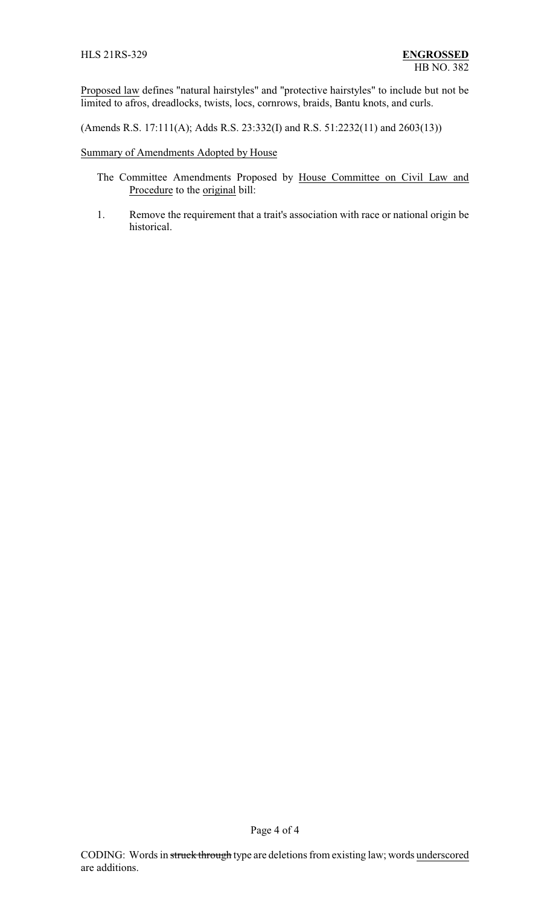Proposed law defines "natural hairstyles" and "protective hairstyles" to include but not be limited to afros, dreadlocks, twists, locs, cornrows, braids, Bantu knots, and curls.

(Amends R.S. 17:111(A); Adds R.S. 23:332(I) and R.S. 51:2232(11) and 2603(13))

Summary of Amendments Adopted by House

The Committee Amendments Proposed by House Committee on Civil Law and Procedure to the original bill:

1. Remove the requirement that a trait's association with race or national origin be historical.